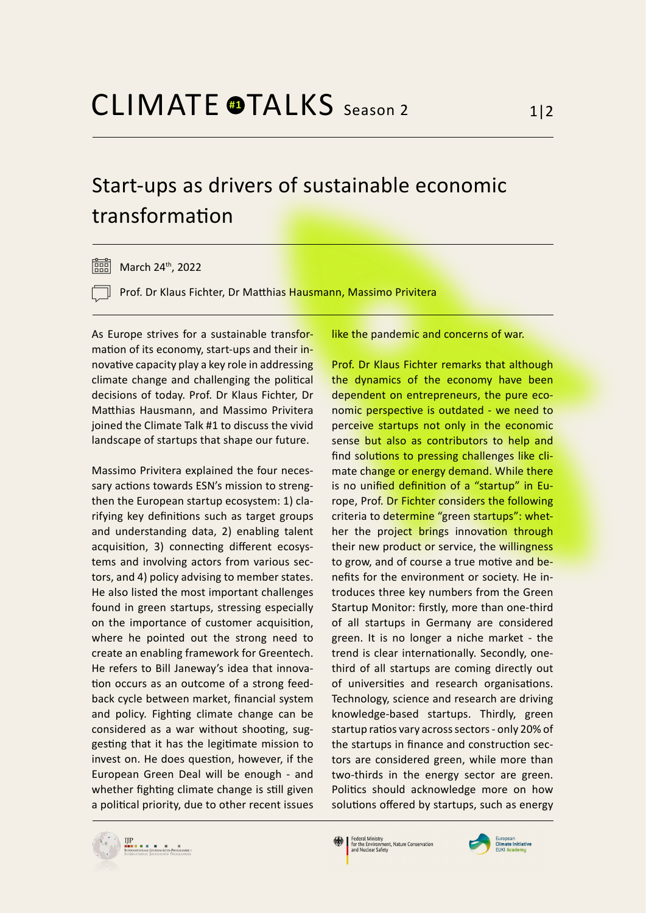# CLIMATE #1 TALKS Season 2

## Start-ups as drivers of sustainable economic transformation

March 24th, 2022

Prof. Dr Klaus Fichter, Dr Matthias Hausmann, Massimo Privitera

As Europe strives for a sustainable transformation of its economy, start-ups and their innovative capacity play a key role in addressing climate change and challenging the political decisions of today. Prof. Dr Klaus Fichter, Dr Matthias Hausmann, and Massimo Privitera joined the Climate Talk #1 to discuss the vivid landscape of startups that shape our future.

Massimo Privitera explained the four necessary actions towards ESN's mission to strengthen the European startup ecosystem: 1) clarifying key definitions such as target groups and understanding data, 2) enabling talent acquisition, 3) connecting different ecosystems and involving actors from various sectors, and 4) policy advising to member states. He also listed the most important challenges found in green startups, stressing especially on the importance of customer acquisition, where he pointed out the strong need to create an enabling framework for Greentech. He refers to Bill Janeway's idea that innovation occurs as an outcome of a strong feedback cycle between market, financial system and policy. Fighting climate change can be considered as a war without shooting, suggesting that it has the legitimate mission to invest on. He does question, however, if the European Green Deal will be enough - and whether fighting climate change is still given a political priority, due to other recent issues like the pandemic and concerns of war.

Prof. Dr Klaus Fichter remarks that although the dynamics of the economy have been dependent on entrepreneurs, the pure economic perspective is outdated - we need to perceive startups not only in the economic sense but also as contributors to help and find solutions to pressing challenges like climate change or energy demand. While there is no unified definition of a "startup" in Europe, Prof. Dr Fichter considers the following criteria to determine "green startups": whether the project brings innovation through their new product or service, the willingness to grow, and of course a true motive and benefits for the environment or society. He introduces three key numbers from the Green Startup Monitor: firstly, more than one-third of all startups in Germany are considered green. It is no longer a niche market - the trend is clear internationally. Secondly, one-third of all startups are coming directly out of universities and research organisations. Technology, science and research are driving knowledge-based startups. Thirdly, green startup ratios vary across sectors - only 20% of the startups in finance and construction sectors are considered green, while more than two-thirds in the energy sector are green. Politics should acknowledge more on how solutions offered by startups, such as energy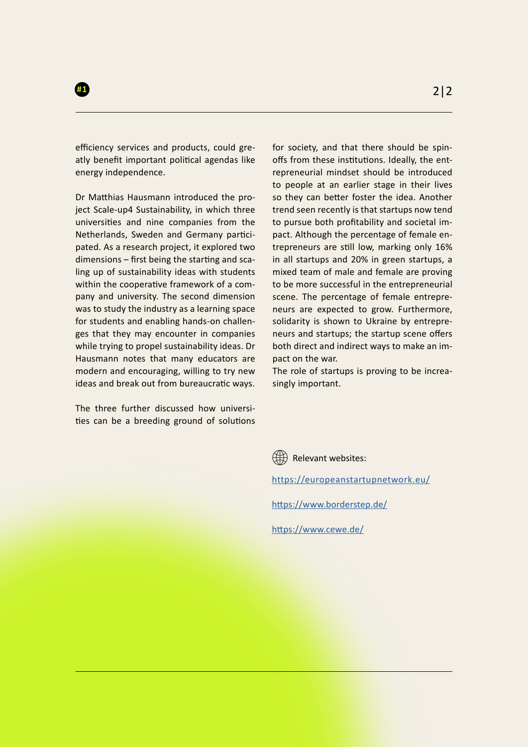efficiency services and products, could greatly benefit important political agendas like energy independence.

Dr Matthias Hausmann introduced the project Scale-up4 Sustainability, in which three universities and nine companies from the Netherlands, Sweden and Germany participated. As a research project, it explored two dimensions – first being the starting and scaling up of sustainability ideas with students within the cooperative framework of a company and university. The second dimension was to study the industry as a learning space for students and enabling hands-on challenges that they may encounter in companies while trying to propel sustainability ideas. Dr Hausmann notes that many educators are modern and encouraging, willing to try new ideas and break out from bureaucratic ways.

The three further discussed how universities can be a breeding ground of solutions for society, and that there should be spin-offs from these institutions. Ideally, the entrepreneurial mindset should be introduced to people at an earlier stage in their lives so they can better foster the idea. Another trend seen recently is that startups now tend to pursue both profitability and societal impact. Although the percentage of female entrepreneurs are still low, marking only 16% in all startups and 20% in green startups, a mixed team of male and female are proving to be more successful in the entrepreneurial scene. The percentage of female entrepreneurs are expected to grow. Furthermore, solidarity is shown to Ukraine by entrepreneurs and startups; the startup scene offers both direct and indirect ways to make an impact on the war.
The role of startups is proving to be increasingly important.

Relevant websites:

https://europeanstartupnetwork.eu/

https://www.borderstep.de/

https://www.cewe.de/